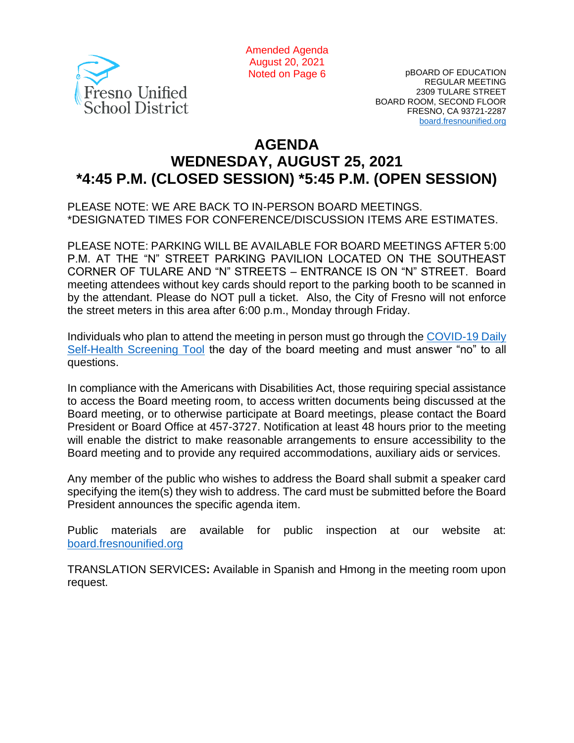Fresno Unified School District

Amended Agenda
August 20, 2021
Noted on Page 6

pBOARD OF EDUCATION
REGULAR MEETING
2309 TULARE STREET
BOARD ROOM, SECOND FLOOR
FRESNO, CA 93721-2287
board.fresnounified.org

# AGENDA
# WEDNESDAY, AUGUST 25, 2021
# *4:45 P.M. (CLOSED SESSION) *5:45 P.M. (OPEN SESSION)

PLEASE NOTE: WE ARE BACK TO IN-PERSON BOARD MEETINGS.
*DESIGNATED TIMES FOR CONFERENCE/DISCUSSION ITEMS ARE ESTIMATES.

PLEASE NOTE: PARKING WILL BE AVAILABLE FOR BOARD MEETINGS AFTER 5:00 P.M. AT THE "N" STREET PARKING PAVILION LOCATED ON THE SOUTHEAST CORNER OF TULARE AND "N" STREETS – ENTRANCE IS ON "N" STREET. Board meeting attendees without key cards should report to the parking booth to be scanned in by the attendant. Please do NOT pull a ticket. Also, the City of Fresno will not enforce the street meters in this area after 6:00 p.m., Monday through Friday.

Individuals who plan to attend the meeting in person must go through the COVID-19 Daily Self-Health Screening Tool the day of the board meeting and must answer "no" to all questions.

In compliance with the Americans with Disabilities Act, those requiring special assistance to access the Board meeting room, to access written documents being discussed at the Board meeting, or to otherwise participate at Board meetings, please contact the Board President or Board Office at 457-3727. Notification at least 48 hours prior to the meeting will enable the district to make reasonable arrangements to ensure accessibility to the Board meeting and to provide any required accommodations, auxiliary aids or services.

Any member of the public who wishes to address the Board shall submit a speaker card specifying the item(s) they wish to address. The card must be submitted before the Board President announces the specific agenda item.

Public materials are available for public inspection at our website at: board.fresnounified.org

TRANSLATION SERVICES**:** Available in Spanish and Hmong in the meeting room upon request.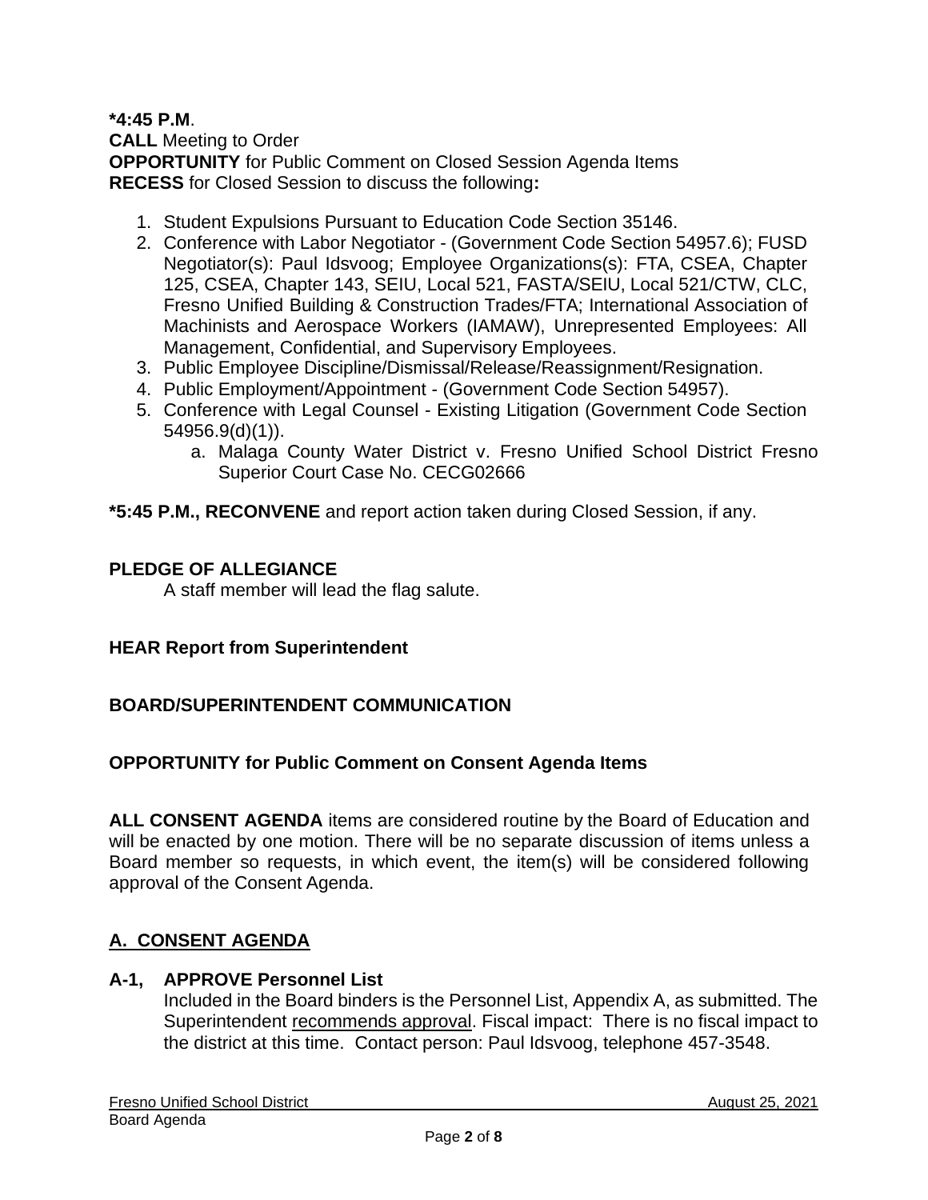**\*4:45 P.M**.
**CALL** Meeting to Order
**OPPORTUNITY** for Public Comment on Closed Session Agenda Items
**RECESS** for Closed Session to discuss the following**:**

1. Student Expulsions Pursuant to Education Code Section 35146.
2. Conference with Labor Negotiator - (Government Code Section 54957.6); FUSD Negotiator(s): Paul Idsvoog; Employee Organizations(s): FTA, CSEA, Chapter 125, CSEA, Chapter 143, SEIU, Local 521, FASTA/SEIU, Local 521/CTW, CLC, Fresno Unified Building & Construction Trades/FTA; International Association of Machinists and Aerospace Workers (IAMAW), Unrepresented Employees: All Management, Confidential, and Supervisory Employees.
3. Public Employee Discipline/Dismissal/Release/Reassignment/Resignation.
4. Public Employment/Appointment - (Government Code Section 54957).
5. Conference with Legal Counsel - Existing Litigation (Government Code Section 54956.9(d)(1)).
   a. Malaga County Water District v. Fresno Unified School District Fresno Superior Court Case No. CECG02666

**\*5:45 P.M., RECONVENE** and report action taken during Closed Session, if any.

**PLEDGE OF ALLEGIANCE**
A staff member will lead the flag salute.

**HEAR Report from Superintendent**

**BOARD/SUPERINTENDENT COMMUNICATION**

**OPPORTUNITY for Public Comment on Consent Agenda Items**

**ALL CONSENT AGENDA** items are considered routine by the Board of Education and will be enacted by one motion. There will be no separate discussion of items unless a Board member so requests, in which event, the item(s) will be considered following approval of the Consent Agenda.

## A. CONSENT AGENDA

**A-1, APPROVE Personnel List**
Included in the Board binders is the Personnel List, Appendix A, as submitted. The Superintendent recommends approval. Fiscal impact: There is no fiscal impact to the district at this time. Contact person: Paul Idsvoog, telephone 457-3548.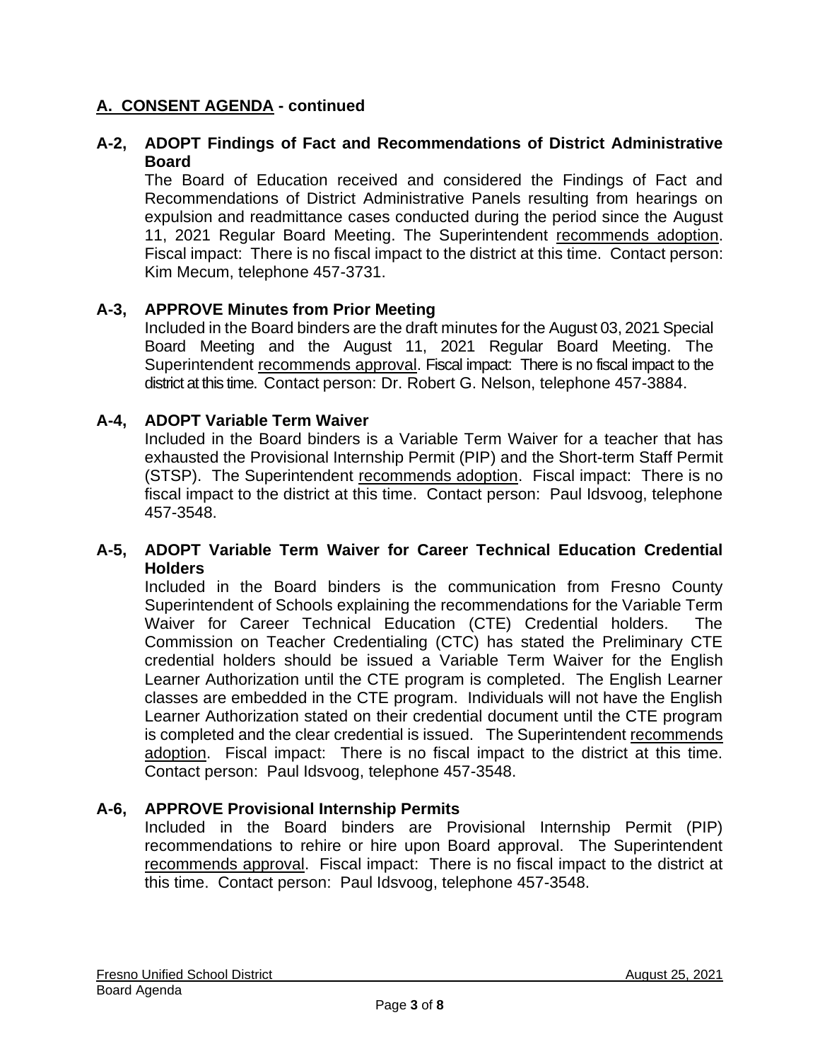## A. CONSENT AGENDA - continued

### A-2, ADOPT Findings of Fact and Recommendations of District Administrative Board

The Board of Education received and considered the Findings of Fact and Recommendations of District Administrative Panels resulting from hearings on expulsion and readmittance cases conducted during the period since the August 11, 2021 Regular Board Meeting. The Superintendent recommends adoption. Fiscal impact: There is no fiscal impact to the district at this time. Contact person: Kim Mecum, telephone 457-3731.

### A-3, APPROVE Minutes from Prior Meeting

Included in the Board binders are the draft minutes for the August 03, 2021 Special Board Meeting and the August 11, 2021 Regular Board Meeting. The Superintendent recommends approval. Fiscal impact: There is no fiscal impact to the district at this time. Contact person: Dr. Robert G. Nelson, telephone 457-3884.

### A-4, ADOPT Variable Term Waiver

Included in the Board binders is a Variable Term Waiver for a teacher that has exhausted the Provisional Internship Permit (PIP) and the Short-term Staff Permit (STSP). The Superintendent recommends adoption. Fiscal impact: There is no fiscal impact to the district at this time. Contact person: Paul Idsvoog, telephone 457-3548.

### A-5, ADOPT Variable Term Waiver for Career Technical Education Credential Holders

Included in the Board binders is the communication from Fresno County Superintendent of Schools explaining the recommendations for the Variable Term Waiver for Career Technical Education (CTE) Credential holders. The Commission on Teacher Credentialing (CTC) has stated the Preliminary CTE credential holders should be issued a Variable Term Waiver for the English Learner Authorization until the CTE program is completed. The English Learner classes are embedded in the CTE program. Individuals will not have the English Learner Authorization stated on their credential document until the CTE program is completed and the clear credential is issued. The Superintendent recommends adoption. Fiscal impact: There is no fiscal impact to the district at this time. Contact person: Paul Idsvoog, telephone 457-3548.

### A-6, APPROVE Provisional Internship Permits

Included in the Board binders are Provisional Internship Permit (PIP) recommendations to rehire or hire upon Board approval. The Superintendent recommends approval. Fiscal impact: There is no fiscal impact to the district at this time. Contact person: Paul Idsvoog, telephone 457-3548.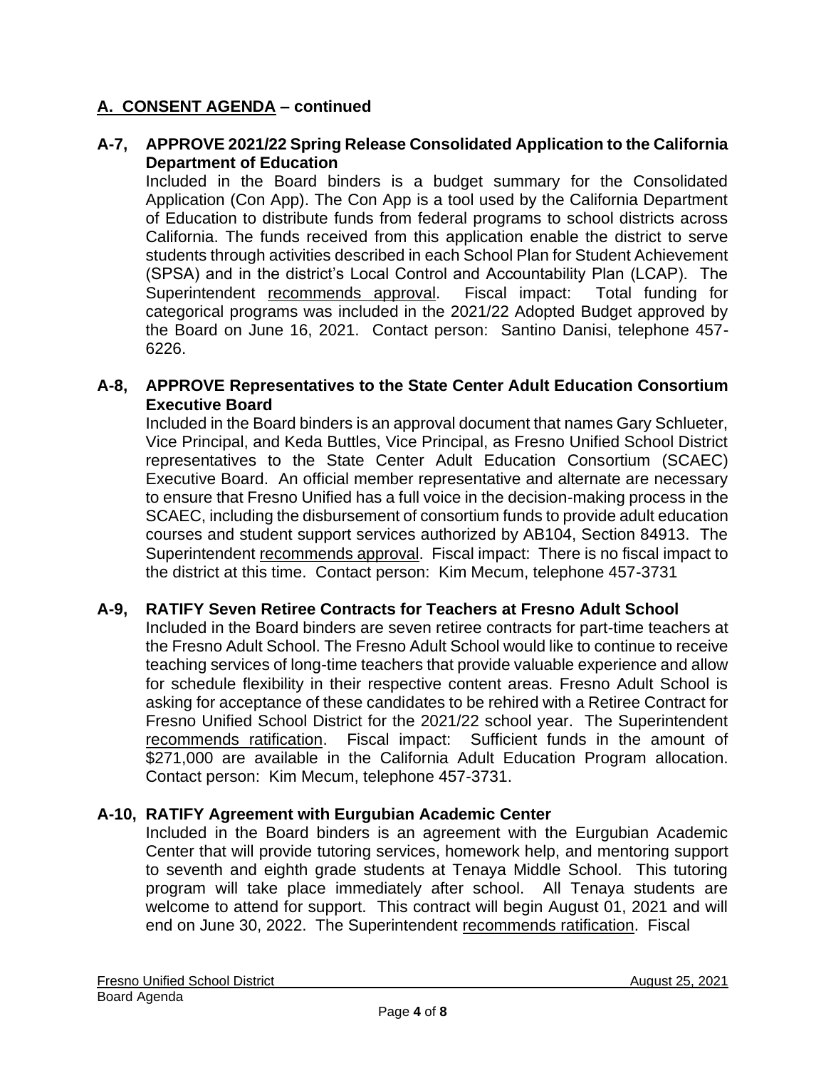## A. CONSENT AGENDA – continued

**A-7, APPROVE 2021/22 Spring Release Consolidated Application to the California Department of Education**

Included in the Board binders is a budget summary for the Consolidated Application (Con App). The Con App is a tool used by the California Department of Education to distribute funds from federal programs to school districts across California. The funds received from this application enable the district to serve students through activities described in each School Plan for Student Achievement (SPSA) and in the district's Local Control and Accountability Plan (LCAP). The Superintendent recommends approval. Fiscal impact: Total funding for categorical programs was included in the 2021/22 Adopted Budget approved by the Board on June 16, 2021. Contact person: Santino Danisi, telephone 457-6226.

**A-8, APPROVE Representatives to the State Center Adult Education Consortium Executive Board**

Included in the Board binders is an approval document that names Gary Schlueter, Vice Principal, and Keda Buttles, Vice Principal, as Fresno Unified School District representatives to the State Center Adult Education Consortium (SCAEC) Executive Board. An official member representative and alternate are necessary to ensure that Fresno Unified has a full voice in the decision-making process in the SCAEC, including the disbursement of consortium funds to provide adult education courses and student support services authorized by AB104, Section 84913. The Superintendent recommends approval. Fiscal impact: There is no fiscal impact to the district at this time. Contact person: Kim Mecum, telephone 457-3731

**A-9, RATIFY Seven Retiree Contracts for Teachers at Fresno Adult School**

Included in the Board binders are seven retiree contracts for part-time teachers at the Fresno Adult School. The Fresno Adult School would like to continue to receive teaching services of long-time teachers that provide valuable experience and allow for schedule flexibility in their respective content areas. Fresno Adult School is asking for acceptance of these candidates to be rehired with a Retiree Contract for Fresno Unified School District for the 2021/22 school year. The Superintendent recommends ratification. Fiscal impact: Sufficient funds in the amount of $271,000 are available in the California Adult Education Program allocation. Contact person: Kim Mecum, telephone 457-3731.

**A-10, RATIFY Agreement with Eurgubian Academic Center**

Included in the Board binders is an agreement with the Eurgubian Academic Center that will provide tutoring services, homework help, and mentoring support to seventh and eighth grade students at Tenaya Middle School. This tutoring program will take place immediately after school. All Tenaya students are welcome to attend for support. This contract will begin August 01, 2021 and will end on June 30, 2022. The Superintendent recommends ratification. Fiscal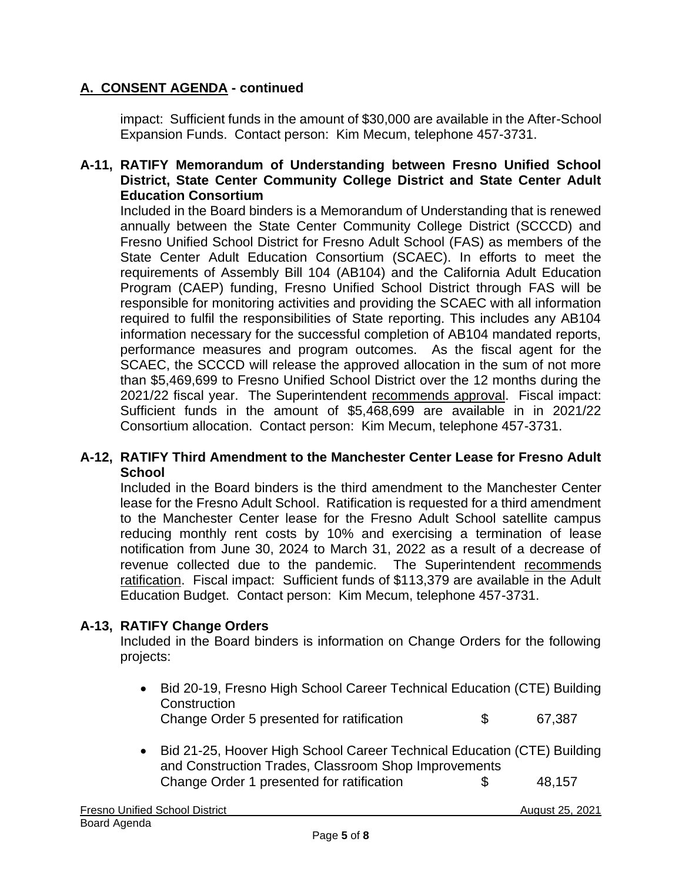## A. CONSENT AGENDA - continued

impact: Sufficient funds in the amount of $30,000 are available in the After-School Expansion Funds. Contact person: Kim Mecum, telephone 457-3731.

**A-11, RATIFY Memorandum of Understanding between Fresno Unified School District, State Center Community College District and State Center Adult Education Consortium**

Included in the Board binders is a Memorandum of Understanding that is renewed annually between the State Center Community College District (SCCCD) and Fresno Unified School District for Fresno Adult School (FAS) as members of the State Center Adult Education Consortium (SCAEC). In efforts to meet the requirements of Assembly Bill 104 (AB104) and the California Adult Education Program (CAEP) funding, Fresno Unified School District through FAS will be responsible for monitoring activities and providing the SCAEC with all information required to fulfil the responsibilities of State reporting. This includes any AB104 information necessary for the successful completion of AB104 mandated reports, performance measures and program outcomes. As the fiscal agent for the SCAEC, the SCCCD will release the approved allocation in the sum of not more than $5,469,699 to Fresno Unified School District over the 12 months during the 2021/22 fiscal year. The Superintendent recommends approval. Fiscal impact: Sufficient funds in the amount of $5,468,699 are available in in 2021/22 Consortium allocation. Contact person: Kim Mecum, telephone 457-3731.

**A-12, RATIFY Third Amendment to the Manchester Center Lease for Fresno Adult School**

Included in the Board binders is the third amendment to the Manchester Center lease for the Fresno Adult School. Ratification is requested for a third amendment to the Manchester Center lease for the Fresno Adult School satellite campus reducing monthly rent costs by 10% and exercising a termination of lease notification from June 30, 2024 to March 31, 2022 as a result of a decrease of revenue collected due to the pandemic. The Superintendent recommends ratification. Fiscal impact: Sufficient funds of $113,379 are available in the Adult Education Budget. Contact person: Kim Mecum, telephone 457-3731.

**A-13, RATIFY Change Orders**

Included in the Board binders is information on Change Orders for the following projects:

- Bid 20-19, Fresno High School Career Technical Education (CTE) Building Construction
  Change Order 5 presented for ratification $ 67,387
- Bid 21-25, Hoover High School Career Technical Education (CTE) Building and Construction Trades, Classroom Shop Improvements
  Change Order 1 presented for ratification $ 48,157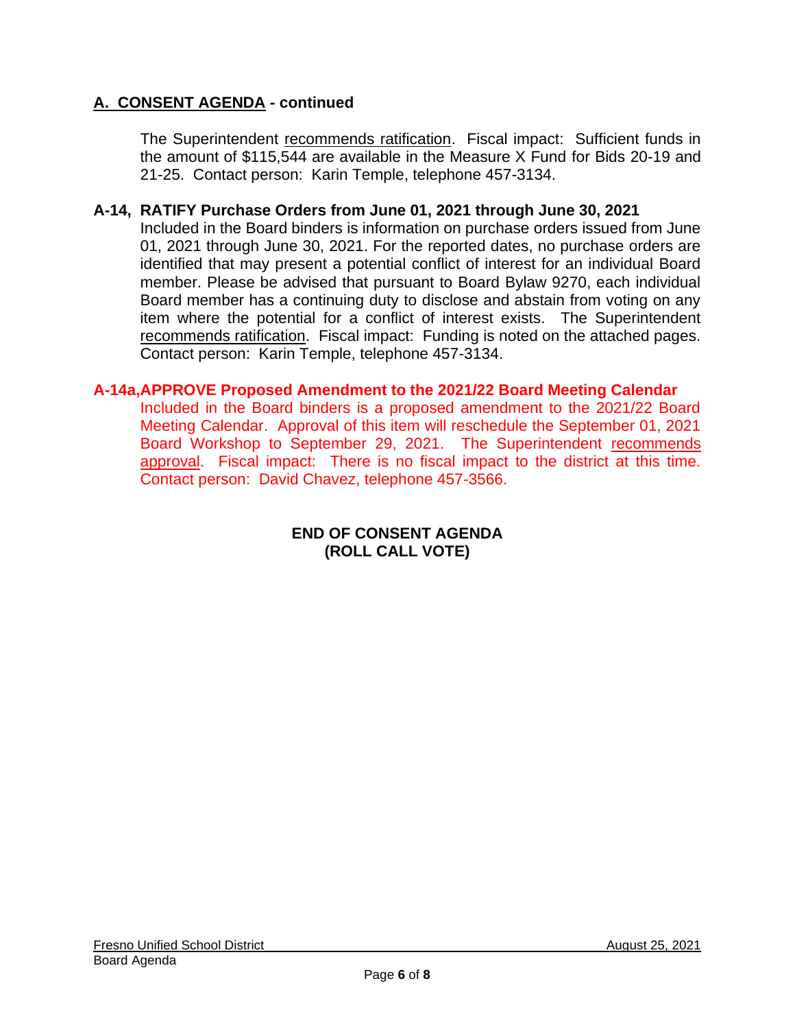## A. CONSENT AGENDA - continued

The Superintendent recommends ratification. Fiscal impact: Sufficient funds in the amount of $115,544 are available in the Measure X Fund for Bids 20-19 and 21-25. Contact person: Karin Temple, telephone 457-3134.

**A-14, RATIFY Purchase Orders from June 01, 2021 through June 30, 2021**

Included in the Board binders is information on purchase orders issued from June 01, 2021 through June 30, 2021. For the reported dates, no purchase orders are identified that may present a potential conflict of interest for an individual Board member. Please be advised that pursuant to Board Bylaw 9270, each individual Board member has a continuing duty to disclose and abstain from voting on any item where the potential for a conflict of interest exists. The Superintendent recommends ratification. Fiscal impact: Funding is noted on the attached pages. Contact person: Karin Temple, telephone 457-3134.

**A-14a, APPROVE Proposed Amendment to the 2021/22 Board Meeting Calendar**

Included in the Board binders is a proposed amendment to the 2021/22 Board Meeting Calendar. Approval of this item will reschedule the September 01, 2021 Board Workshop to September 29, 2021. The Superintendent recommends approval. Fiscal impact: There is no fiscal impact to the district at this time. Contact person: David Chavez, telephone 457-3566.

**END OF CONSENT AGENDA**
**(ROLL CALL VOTE)**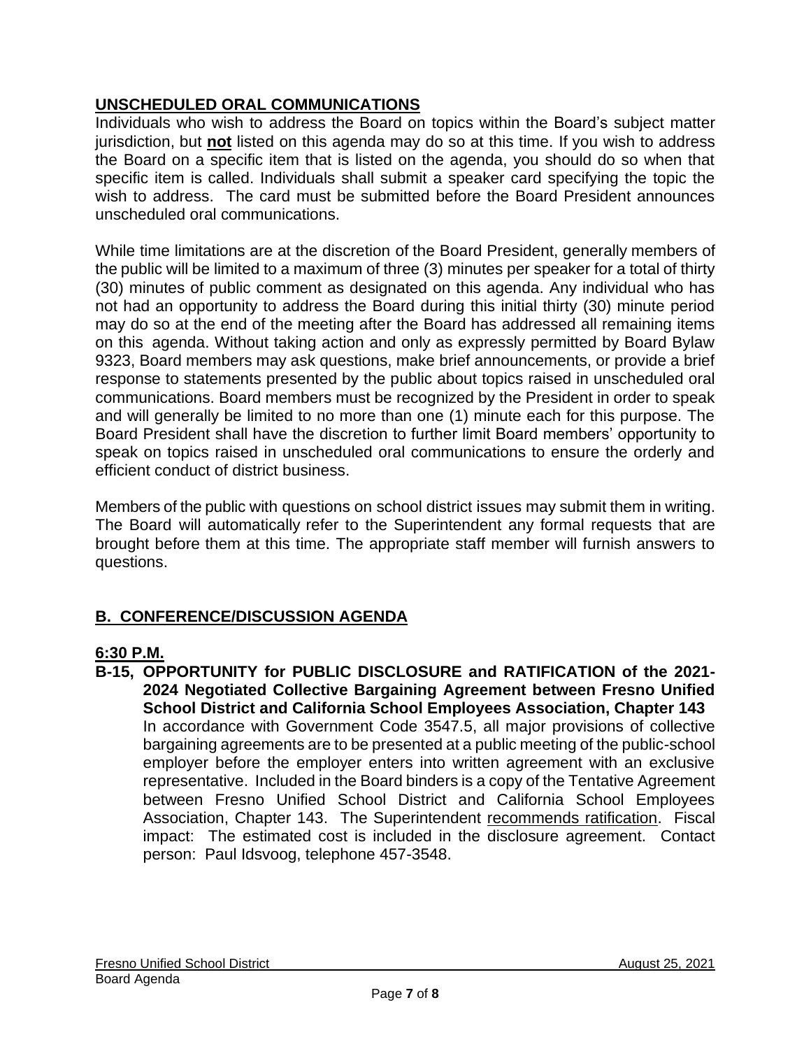## UNSCHEDULED ORAL COMMUNICATIONS

Individuals who wish to address the Board on topics within the Board's subject matter jurisdiction, but **not** listed on this agenda may do so at this time. If you wish to address the Board on a specific item that is listed on the agenda, you should do so when that specific item is called. Individuals shall submit a speaker card specifying the topic the wish to address. The card must be submitted before the Board President announces unscheduled oral communications.

While time limitations are at the discretion of the Board President, generally members of the public will be limited to a maximum of three (3) minutes per speaker for a total of thirty (30) minutes of public comment as designated on this agenda. Any individual who has not had an opportunity to address the Board during this initial thirty (30) minute period may do so at the end of the meeting after the Board has addressed all remaining items on this agenda. Without taking action and only as expressly permitted by Board Bylaw 9323, Board members may ask questions, make brief announcements, or provide a brief response to statements presented by the public about topics raised in unscheduled oral communications. Board members must be recognized by the President in order to speak and will generally be limited to no more than one (1) minute each for this purpose. The Board President shall have the discretion to further limit Board members' opportunity to speak on topics raised in unscheduled oral communications to ensure the orderly and efficient conduct of district business.

Members of the public with questions on school district issues may submit them in writing. The Board will automatically refer to the Superintendent any formal requests that are brought before them at this time. The appropriate staff member will furnish answers to questions.

## B. CONFERENCE/DISCUSSION AGENDA

### 6:30 P.M.

**B-15, OPPORTUNITY for PUBLIC DISCLOSURE and RATIFICATION of the 2021-2024 Negotiated Collective Bargaining Agreement between Fresno Unified School District and California School Employees Association, Chapter 143**

In accordance with Government Code 3547.5, all major provisions of collective bargaining agreements are to be presented at a public meeting of the public-school employer before the employer enters into written agreement with an exclusive representative. Included in the Board binders is a copy of the Tentative Agreement between Fresno Unified School District and California School Employees Association, Chapter 143. The Superintendent recommends ratification. Fiscal impact: The estimated cost is included in the disclosure agreement. Contact person: Paul Idsvoog, telephone 457-3548.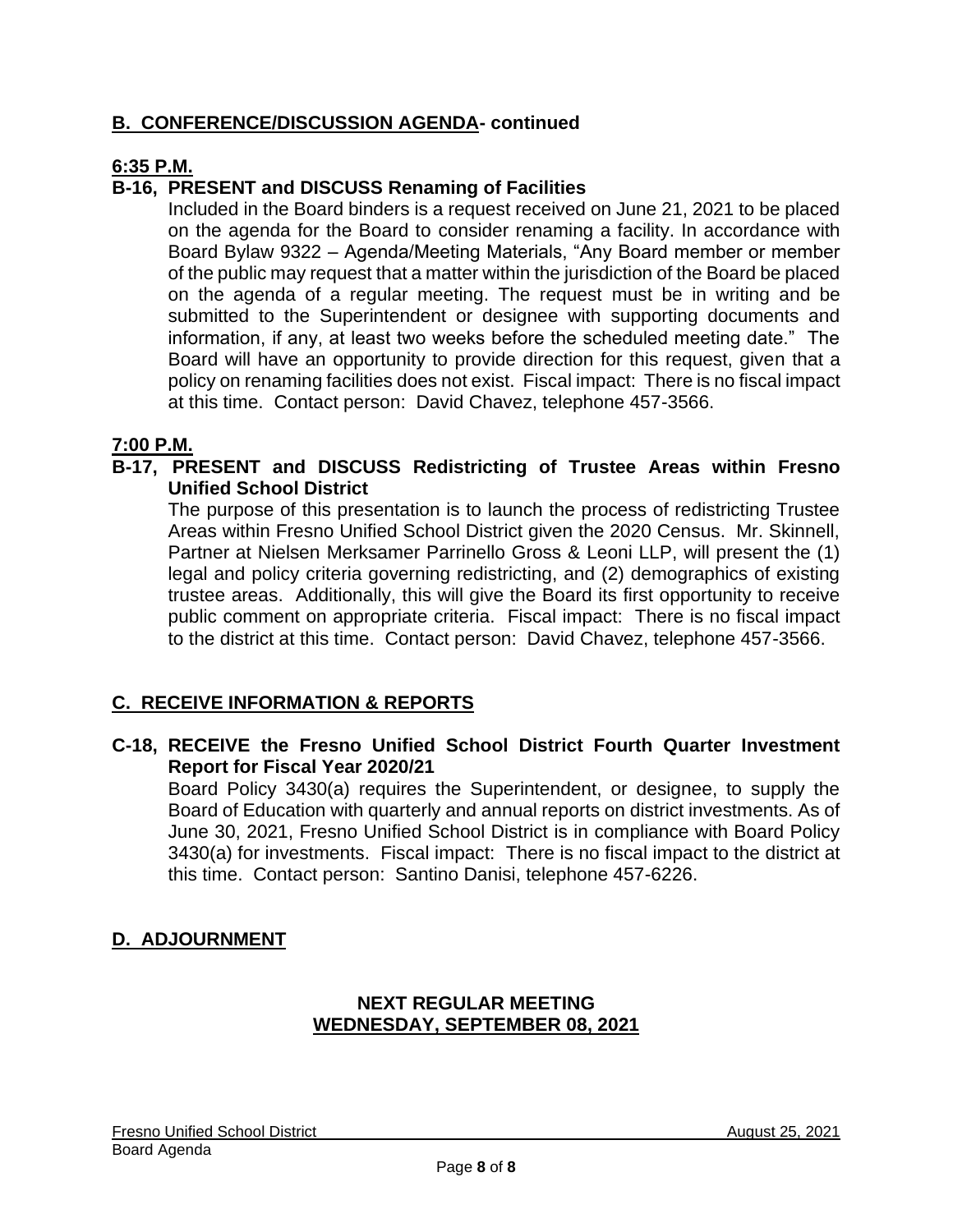## B. CONFERENCE/DISCUSSION AGENDA- continued

**6:35 P.M.**

**B-16, PRESENT and DISCUSS Renaming of Facilities**

Included in the Board binders is a request received on June 21, 2021 to be placed on the agenda for the Board to consider renaming a facility. In accordance with Board Bylaw 9322 – Agenda/Meeting Materials, "Any Board member or member of the public may request that a matter within the jurisdiction of the Board be placed on the agenda of a regular meeting. The request must be in writing and be submitted to the Superintendent or designee with supporting documents and information, if any, at least two weeks before the scheduled meeting date." The Board will have an opportunity to provide direction for this request, given that a policy on renaming facilities does not exist. Fiscal impact: There is no fiscal impact at this time. Contact person: David Chavez, telephone 457-3566.

**7:00 P.M.**

**B-17, PRESENT and DISCUSS Redistricting of Trustee Areas within Fresno Unified School District**

The purpose of this presentation is to launch the process of redistricting Trustee Areas within Fresno Unified School District given the 2020 Census. Mr. Skinnell, Partner at Nielsen Merksamer Parrinello Gross & Leoni LLP, will present the (1) legal and policy criteria governing redistricting, and (2) demographics of existing trustee areas. Additionally, this will give the Board its first opportunity to receive public comment on appropriate criteria. Fiscal impact: There is no fiscal impact to the district at this time. Contact person: David Chavez, telephone 457-3566.

## C. RECEIVE INFORMATION & REPORTS

**C-18, RECEIVE the Fresno Unified School District Fourth Quarter Investment Report for Fiscal Year 2020/21**

Board Policy 3430(a) requires the Superintendent, or designee, to supply the Board of Education with quarterly and annual reports on district investments. As of June 30, 2021, Fresno Unified School District is in compliance with Board Policy 3430(a) for investments. Fiscal impact: There is no fiscal impact to the district at this time. Contact person: Santino Danisi, telephone 457-6226.

## D. ADJOURNMENT

**NEXT REGULAR MEETING**
**WEDNESDAY, SEPTEMBER 08, 2021**